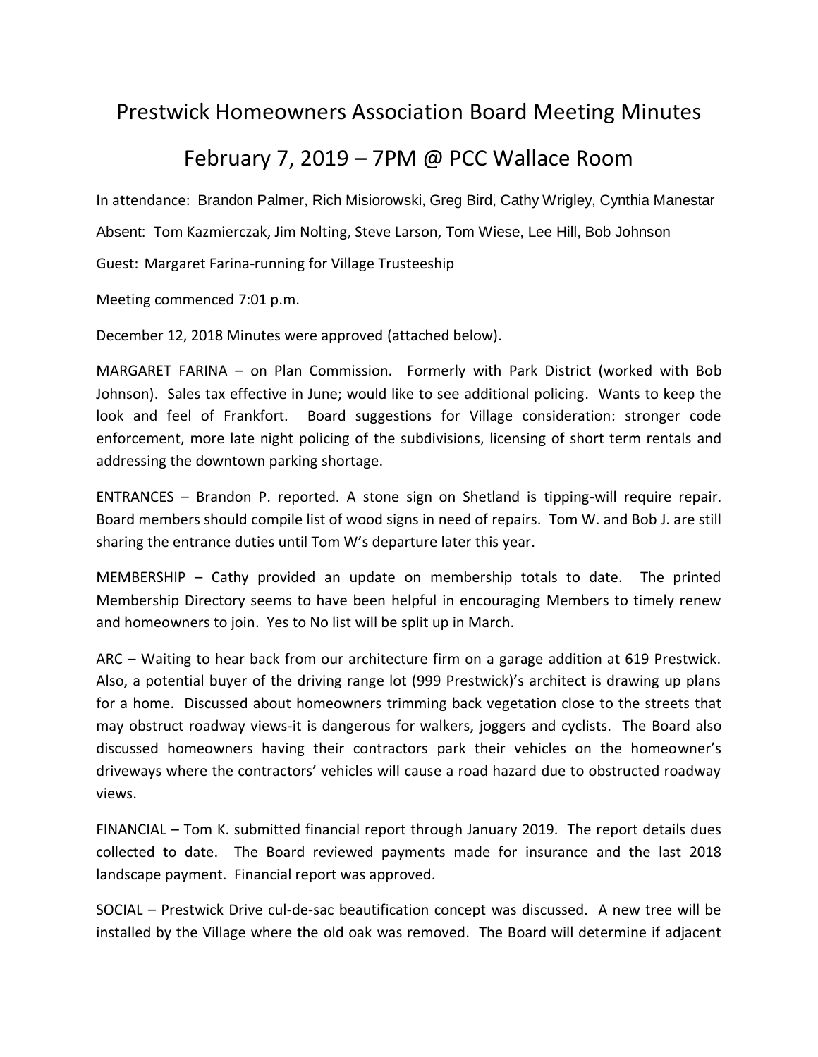# Prestwick Homeowners Association Board Meeting Minutes

## February 7, 2019 – 7PM @ PCC Wallace Room

In attendance: Brandon Palmer, Rich Misiorowski, Greg Bird, Cathy Wrigley, Cynthia Manestar

Absent: Tom Kazmierczak, Jim Nolting, Steve Larson, Tom Wiese, Lee Hill, Bob Johnson

Guest: Margaret Farina-running for Village Trusteeship

Meeting commenced 7:01 p.m.

December 12, 2018 Minutes were approved (attached below).

MARGARET FARINA – on Plan Commission. Formerly with Park District (worked with Bob Johnson). Sales tax effective in June; would like to see additional policing. Wants to keep the look and feel of Frankfort. Board suggestions for Village consideration: stronger code enforcement, more late night policing of the subdivisions, licensing of short term rentals and addressing the downtown parking shortage.

ENTRANCES – Brandon P. reported. A stone sign on Shetland is tipping-will require repair. Board members should compile list of wood signs in need of repairs. Tom W. and Bob J. are still sharing the entrance duties until Tom W's departure later this year.

MEMBERSHIP – Cathy provided an update on membership totals to date. The printed Membership Directory seems to have been helpful in encouraging Members to timely renew and homeowners to join. Yes to No list will be split up in March.

ARC – Waiting to hear back from our architecture firm on a garage addition at 619 Prestwick. Also, a potential buyer of the driving range lot (999 Prestwick)'s architect is drawing up plans for a home. Discussed about homeowners trimming back vegetation close to the streets that may obstruct roadway views-it is dangerous for walkers, joggers and cyclists. The Board also discussed homeowners having their contractors park their vehicles on the homeowner's driveways where the contractors' vehicles will cause a road hazard due to obstructed roadway views.

FINANCIAL – Tom K. submitted financial report through January 2019. The report details dues collected to date. The Board reviewed payments made for insurance and the last 2018 landscape payment. Financial report was approved.

SOCIAL – Prestwick Drive cul-de-sac beautification concept was discussed. A new tree will be installed by the Village where the old oak was removed. The Board will determine if adjacent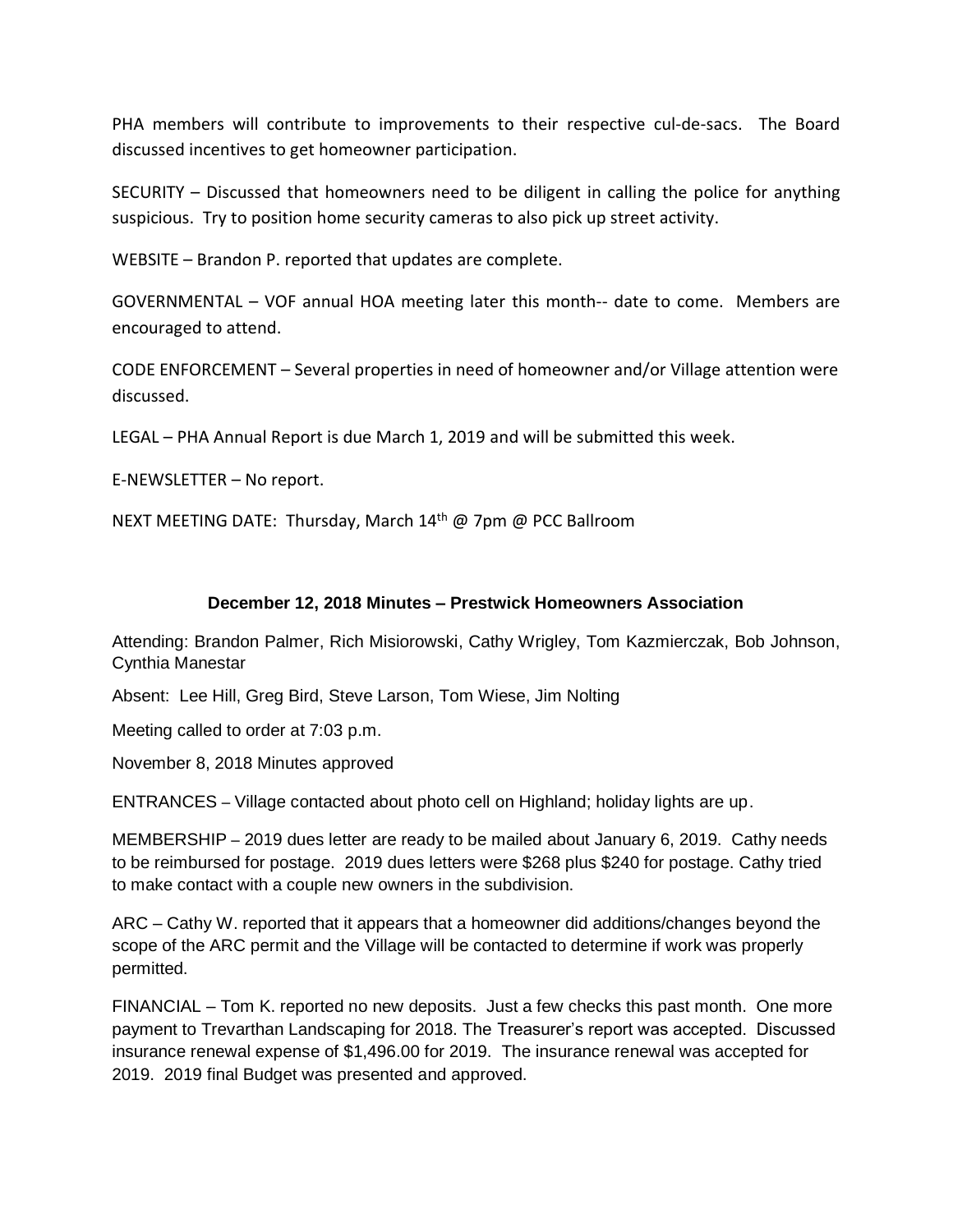PHA members will contribute to improvements to their respective cul-de-sacs. The Board discussed incentives to get homeowner participation.

SECURITY – Discussed that homeowners need to be diligent in calling the police for anything suspicious. Try to position home security cameras to also pick up street activity.

WEBSITE – Brandon P. reported that updates are complete.

GOVERNMENTAL – VOF annual HOA meeting later this month-- date to come. Members are encouraged to attend.

CODE ENFORCEMENT – Several properties in need of homeowner and/or Village attention were discussed.

LEGAL – PHA Annual Report is due March 1, 2019 and will be submitted this week.

E-NEWSLETTER – No report.

NEXT MEETING DATE: Thursday, March 14th @ 7pm @ PCC Ballroom

## December 12, 2018 Minutes – Prestwick Homeowners Association

Attending: Brandon Palmer, Rich Misiorowski, Cathy Wrigley, Tom Kazmierczak, Bob Johnson, Cynthia Manestar

Absent: Lee Hill, Greg Bird, Steve Larson, Tom Wiese, Jim Nolting

Meeting called to order at 7:03 p.m.

November 8, 2018 Minutes approved

ENTRANCES – Village contacted about photo cell on Highland; holiday lights are up.

MEMBERSHIP – 2019 dues letter are ready to be mailed about January 6, 2019. Cathy needs to be reimbursed for postage. 2019 dues letters were $268 plus $240 for postage. Cathy tried to make contact with a couple new owners in the subdivision.

ARC – Cathy W. reported that it appears that a homeowner did additions/changes beyond the scope of the ARC permit and the Village will be contacted to determine if work was properly permitted.

FINANCIAL – Tom K. reported no new deposits. Just a few checks this past month. One more payment to Trevarthan Landscaping for 2018. The Treasurer's report was accepted. Discussed insurance renewal expense of $1,496.00 for 2019. The insurance renewal was accepted for 2019. 2019 final Budget was presented and approved.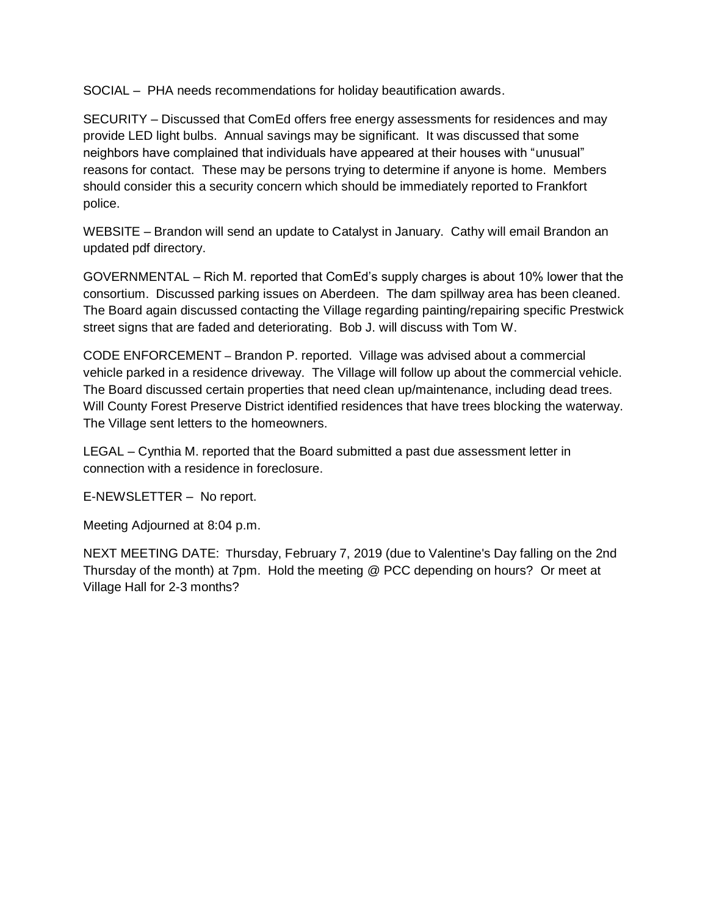SOCIAL – PHA needs recommendations for holiday beautification awards.

SECURITY – Discussed that ComEd offers free energy assessments for residences and may provide LED light bulbs. Annual savings may be significant. It was discussed that some neighbors have complained that individuals have appeared at their houses with "unusual" reasons for contact. These may be persons trying to determine if anyone is home. Members should consider this a security concern which should be immediately reported to Frankfort police.

WEBSITE – Brandon will send an update to Catalyst in January. Cathy will email Brandon an updated pdf directory.

GOVERNMENTAL – Rich M. reported that ComEd's supply charges is about 10% lower that the consortium. Discussed parking issues on Aberdeen. The dam spillway area has been cleaned. The Board again discussed contacting the Village regarding painting/repairing specific Prestwick street signs that are faded and deteriorating. Bob J. will discuss with Tom W.

CODE ENFORCEMENT – Brandon P. reported. Village was advised about a commercial vehicle parked in a residence driveway. The Village will follow up about the commercial vehicle. The Board discussed certain properties that need clean up/maintenance, including dead trees. Will County Forest Preserve District identified residences that have trees blocking the waterway. The Village sent letters to the homeowners.

LEGAL – Cynthia M. reported that the Board submitted a past due assessment letter in connection with a residence in foreclosure.

E-NEWSLETTER – No report.

Meeting Adjourned at 8:04 p.m.

NEXT MEETING DATE: Thursday, February 7, 2019 (due to Valentine's Day falling on the 2nd Thursday of the month) at 7pm. Hold the meeting @ PCC depending on hours? Or meet at Village Hall for 2-3 months?